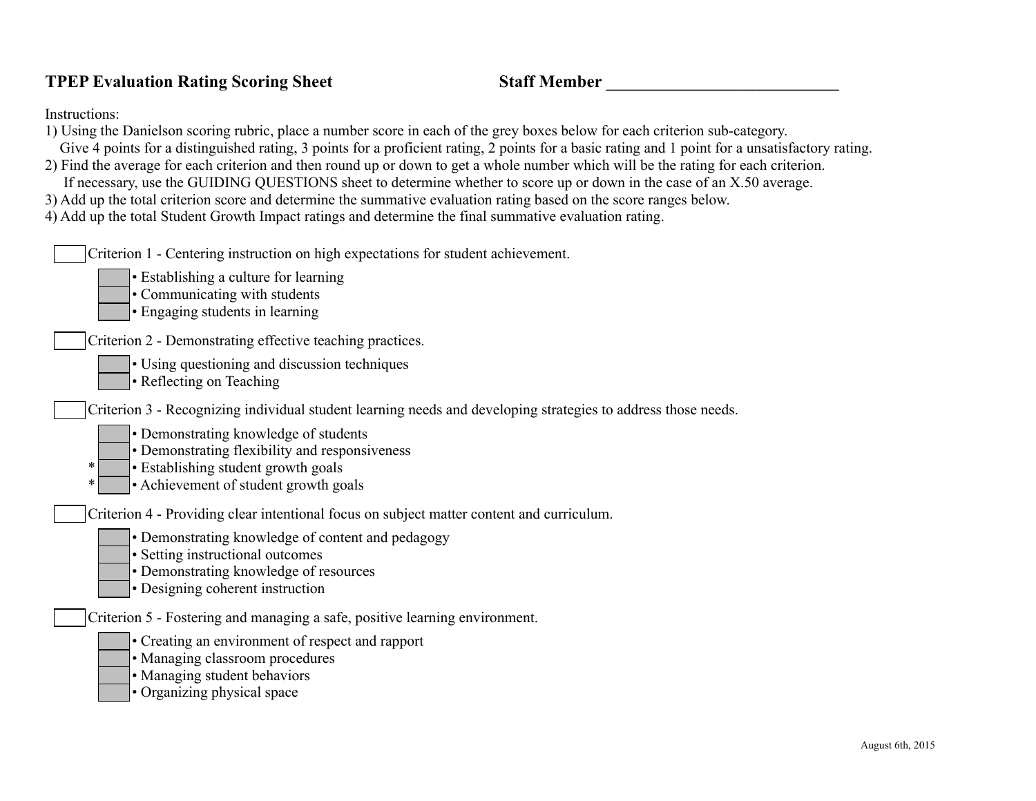**TPEP Evaluation Rating Scoring Sheet** **Staff Member \_\_\_\_\_\_\_\_\_\_\_\_\_\_\_\_\_\_\_\_\_\_\_\_\_\_\_\_**

Instructions:

1) Using the Danielson scoring rubric, place a number score in each of the grey boxes below for each criterion sub-category.
   Give 4 points for a distinguished rating, 3 points for a proficient rating, 2 points for a basic rating and 1 point for a unsatisfactory rating.
2) Find the average for each criterion and then round up or down to get a whole number which will be the rating for each criterion.
   If necessary, use the GUIDING QUESTIONS sheet to determine whether to score up or down in the case of an X.50 average.
3) Add up the total criterion score and determine the summative evaluation rating based on the score ranges below.
4) Add up the total Student Growth Impact ratings and determine the final summative evaluation rating.

[ ] Criterion 1 - Centering instruction on high expectations for student achievement.

- [ ] • Establishing a culture for learning
- [ ] • Communicating with students
- [ ] • Engaging students in learning

[ ] Criterion 2 - Demonstrating effective teaching practices.

- [ ] • Using questioning and discussion techniques
- [ ] • Reflecting on Teaching

[ ] Criterion 3 - Recognizing individual student learning needs and developing strategies to address those needs.

- [ ] • Demonstrating knowledge of students
- [ ] • Demonstrating flexibility and responsiveness
- * [ ] • Establishing student growth goals
- * [ ] • Achievement of student growth goals

[ ] Criterion 4 - Providing clear intentional focus on subject matter content and curriculum.

- [ ] • Demonstrating knowledge of content and pedagogy
- [ ] • Setting instructional outcomes
- [ ] • Demonstrating knowledge of resources
- [ ] • Designing coherent instruction

[ ] Criterion 5 - Fostering and managing a safe, positive learning environment.

- [ ] • Creating an environment of respect and rapport
- [ ] • Managing classroom procedures
- [ ] • Managing student behaviors
- [ ] • Organizing physical space

August 6th, 2015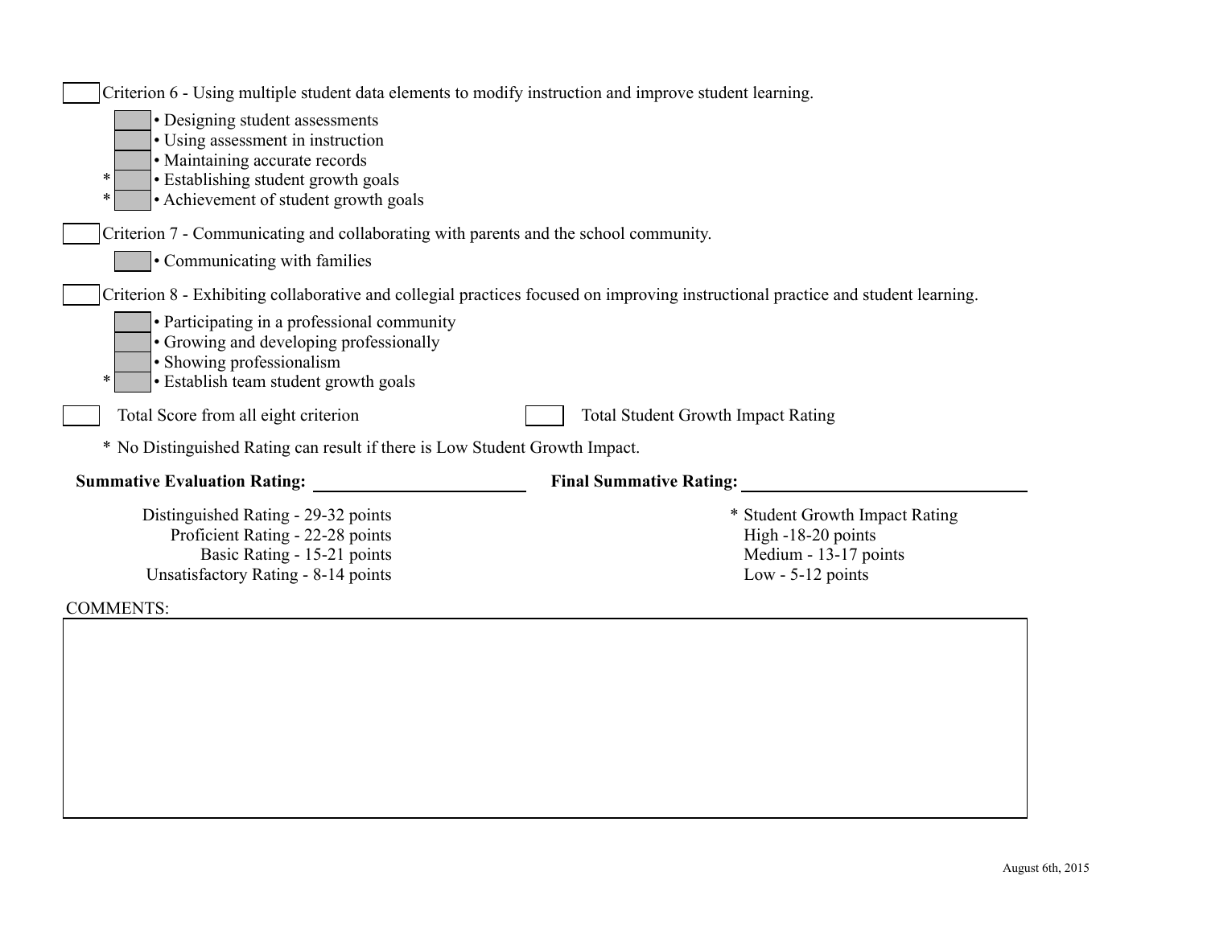Criterion 6 - Using multiple student data elements to modify instruction and improve student learning.

- Designing student assessments
- Using assessment in instruction
- Maintaining accurate records
- \* Establishing student growth goals
- \* Achievement of student growth goals

Criterion 7 - Communicating and collaborating with parents and the school community.

- Communicating with families

Criterion 8 - Exhibiting collaborative and collegial practices focused on improving instructional practice and student learning.

- Participating in a professional community
- Growing and developing professionally
- Showing professionalism
- \* Establish team student growth goals

Total Score from all eight criterion

Total Student Growth Impact Rating

\* No Distinguished Rating can result if there is Low Student Growth Impact.

**Summative Evaluation Rating:** ______________________

**Final Summative Rating:** ______________________

Distinguished Rating - 29-32 points
Proficient Rating - 22-28 points
Basic Rating - 15-21 points
Unsatisfactory Rating - 8-14 points

\* Student Growth Impact Rating
High -18-20 points
Medium - 13-17 points
Low - 5-12 points

COMMENTS:

August 6th, 2015